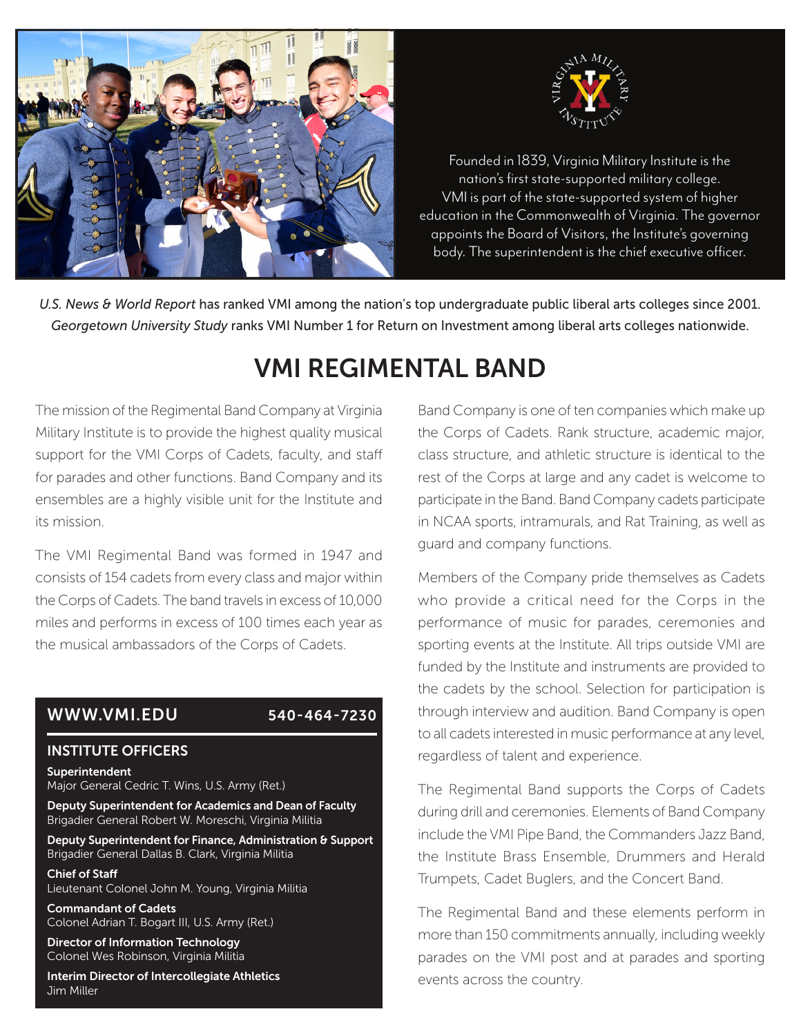Founded in 1839, Virginia Military Institute is the nation's first state-supported military college. VMI is part of the state-supported system of higher education in the Commonwealth of Virginia. The governor appoints the Board of Visitors, the Institute's governing body. The superintendent is the chief executive officer.

*U.S. News & World Report* has ranked VMI among the nation's top undergraduate public liberal arts colleges since 2001. *Georgetown University Study* ranks VMI Number 1 for Return on Investment among liberal arts colleges nationwide.

# VMI REGIMENTAL BAND

The mission of the Regimental Band Company at Virginia Military Institute is to provide the highest quality musical support for the VMI Corps of Cadets, faculty, and staff for parades and other functions. Band Company and its ensembles are a highly visible unit for the Institute and its mission.

The VMI Regimental Band was formed in 1947 and consists of 154 cadets from every class and major within the Corps of Cadets. The band travels in excess of 10,000 miles and performs in excess of 100 times each year as the musical ambassadors of the Corps of Cadets.

Band Company is one of ten companies which make up the Corps of Cadets. Rank structure, academic major, class structure, and athletic structure is identical to the rest of the Corps at large and any cadet is welcome to participate in the Band. Band Company cadets participate in NCAA sports, intramurals, and Rat Training, as well as guard and company functions.

Members of the Company pride themselves as Cadets who provide a critical need for the Corps in the performance of music for parades, ceremonies and sporting events at the Institute. All trips outside VMI are funded by the Institute and instruments are provided to the cadets by the school. Selection for participation is through interview and audition. Band Company is open to all cadets interested in music performance at any level, regardless of talent and experience.

The Regimental Band supports the Corps of Cadets during drill and ceremonies. Elements of Band Company include the VMI Pipe Band, the Commanders Jazz Band, the Institute Brass Ensemble, Drummers and Herald Trumpets, Cadet Buglers, and the Concert Band.

The Regimental Band and these elements perform in more than 150 commitments annually, including weekly parades on the VMI post and at parades and sporting events across the country.

## WWW.VMI.EDU 540-464-7230

### INSTITUTE OFFICERS

**Superintendent**
Major General Cedric T. Wins, U.S. Army (Ret.)

**Deputy Superintendent for Academics and Dean of Faculty**
Brigadier General Robert W. Moreschi, Virginia Militia

**Deputy Superintendent for Finance, Administration & Support**
Brigadier General Dallas B. Clark, Virginia Militia

**Chief of Staff**
Lieutenant Colonel John M. Young, Virginia Militia

**Commandant of Cadets**
Colonel Adrian T. Bogart III, U.S. Army (Ret.)

**Director of Information Technology**
Colonel Wes Robinson, Virginia Militia

**Interim Director of Intercollegiate Athletics**
Jim Miller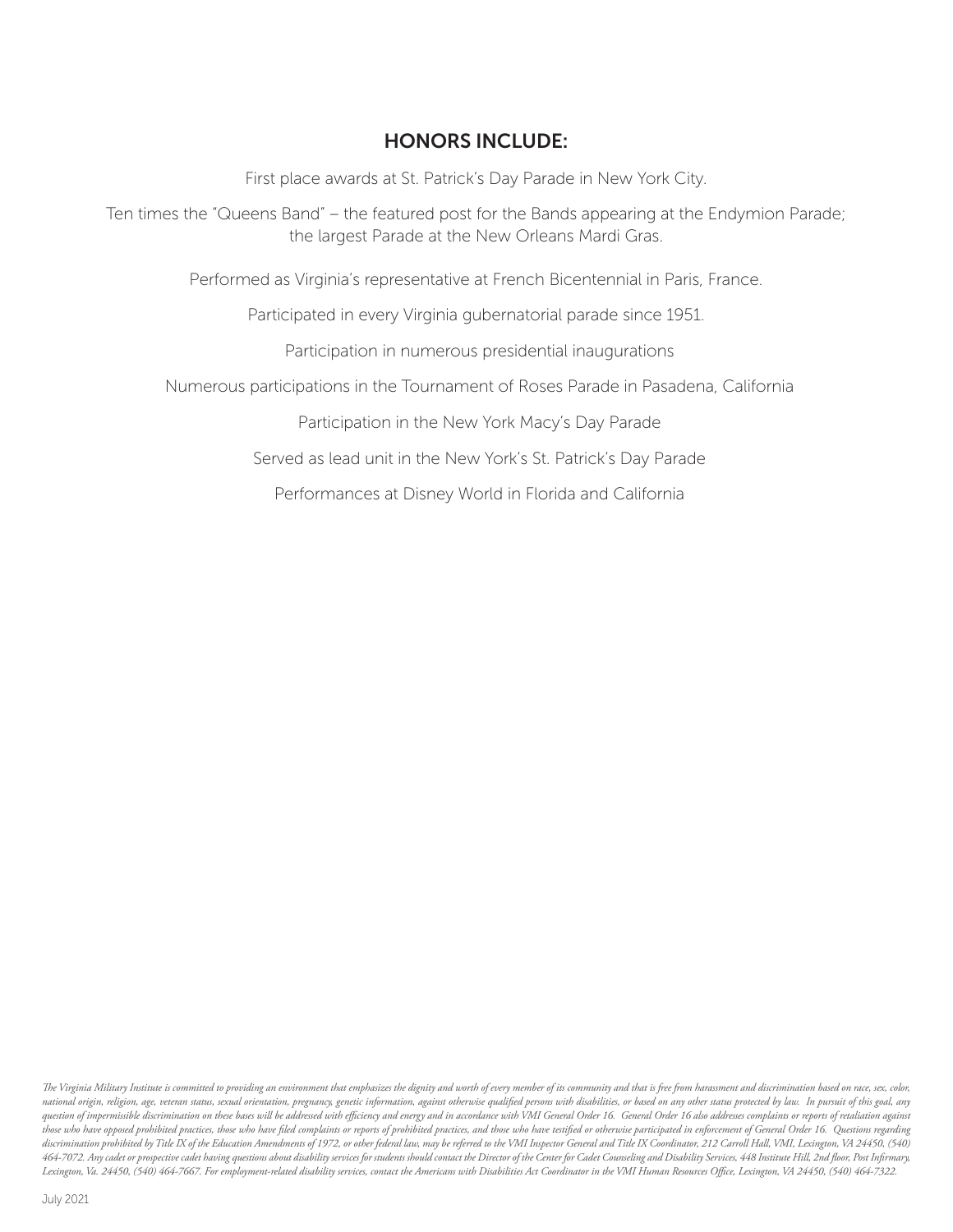## HONORS INCLUDE:

First place awards at St. Patrick's Day Parade in New York City.

Ten times the "Queens Band" – the featured post for the Bands appearing at the Endymion Parade; the largest Parade at the New Orleans Mardi Gras.

Performed as Virginia's representative at French Bicentennial in Paris, France.

Participated in every Virginia gubernatorial parade since 1951.

Participation in numerous presidential inaugurations

Numerous participations in the Tournament of Roses Parade in Pasadena, California

Participation in the New York Macy's Day Parade

Served as lead unit in the New York's St. Patrick's Day Parade

Performances at Disney World in Florida and California

*The Virginia Military Institute is committed to providing an environment that emphasizes the dignity and worth of every member of its community and that is free from harassment and discrimination based on race, sex, color, national origin, religion, age, veteran status, sexual orientation, pregnancy, genetic information, against otherwise qualified persons with disabilities, or based on any other status protected by law. In pursuit of this goal, any question of impermissible discrimination on these bases will be addressed with efficiency and energy and in accordance with VMI General Order 16. General Order 16 also addresses complaints or reports of retaliation against those who have opposed prohibited practices, those who have filed complaints or reports of prohibited practices, and those who have testified or otherwise participated in enforcement of General Order 16. Questions regarding discrimination prohibited by Title IX of the Education Amendments of 1972, or other federal law, may be referred to the VMI Inspector General and Title IX Coordinator, 212 Carroll Hall, VMI, Lexington, VA 24450, (540) 464-7072. Any cadet or prospective cadet having questions about disability services for students should contact the Director of the Center for Cadet Counseling and Disability Services, 448 Institute Hill, 2nd floor, Post Infirmary, Lexington, Va. 24450, (540) 464-7667. For employment-related disability services, contact the Americans with Disabilities Act Coordinator in the VMI Human Resources Office, Lexington, VA 24450, (540) 464-7322.*

July 2021